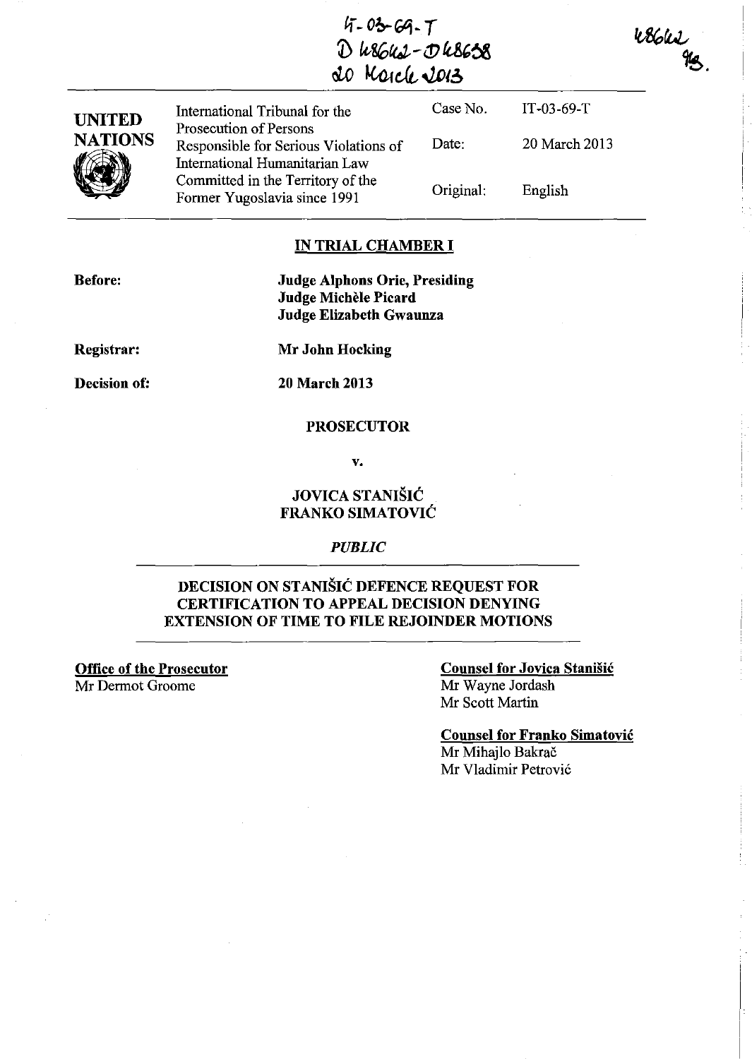IT-03-69-T
D 48642 - D 48638
20 March 2013

48642
MS.

| UNITED NATIONS | International Tribunal for the Prosecution of Persons Responsible for Serious Violations of International Humanitarian Law Committed in the Territory of the Former Yugoslavia since 1991 | Case No. | IT-03-69-T |
|---|---|---|---|
| | | Date: | 20 March 2013 |
| | | Original: | English |

## IN TRIAL CHAMBER I

**Before:** **Judge Alphons Orie, Presiding**
**Judge Michèle Picard**
**Judge Elizabeth Gwaunza**

**Registrar:** **Mr John Hocking**

**Decision of:** **20 March 2013**

**PROSECUTOR**

**v.**

**JOVICA STANIŠIĆ**
**FRANKO SIMATOVIĆ**

*PUBLIC*

## DECISION ON STANIŠIĆ DEFENCE REQUEST FOR CERTIFICATION TO APPEAL DECISION DENYING EXTENSION OF TIME TO FILE REJOINDER MOTIONS

**Office of the Prosecutor**
Mr Dermot Groome

**Counsel for Jovica Stanišić**
Mr Wayne Jordash
Mr Scott Martin

**Counsel for Franko Simatović**
Mr Mihajlo Bakrač
Mr Vladimir Petrović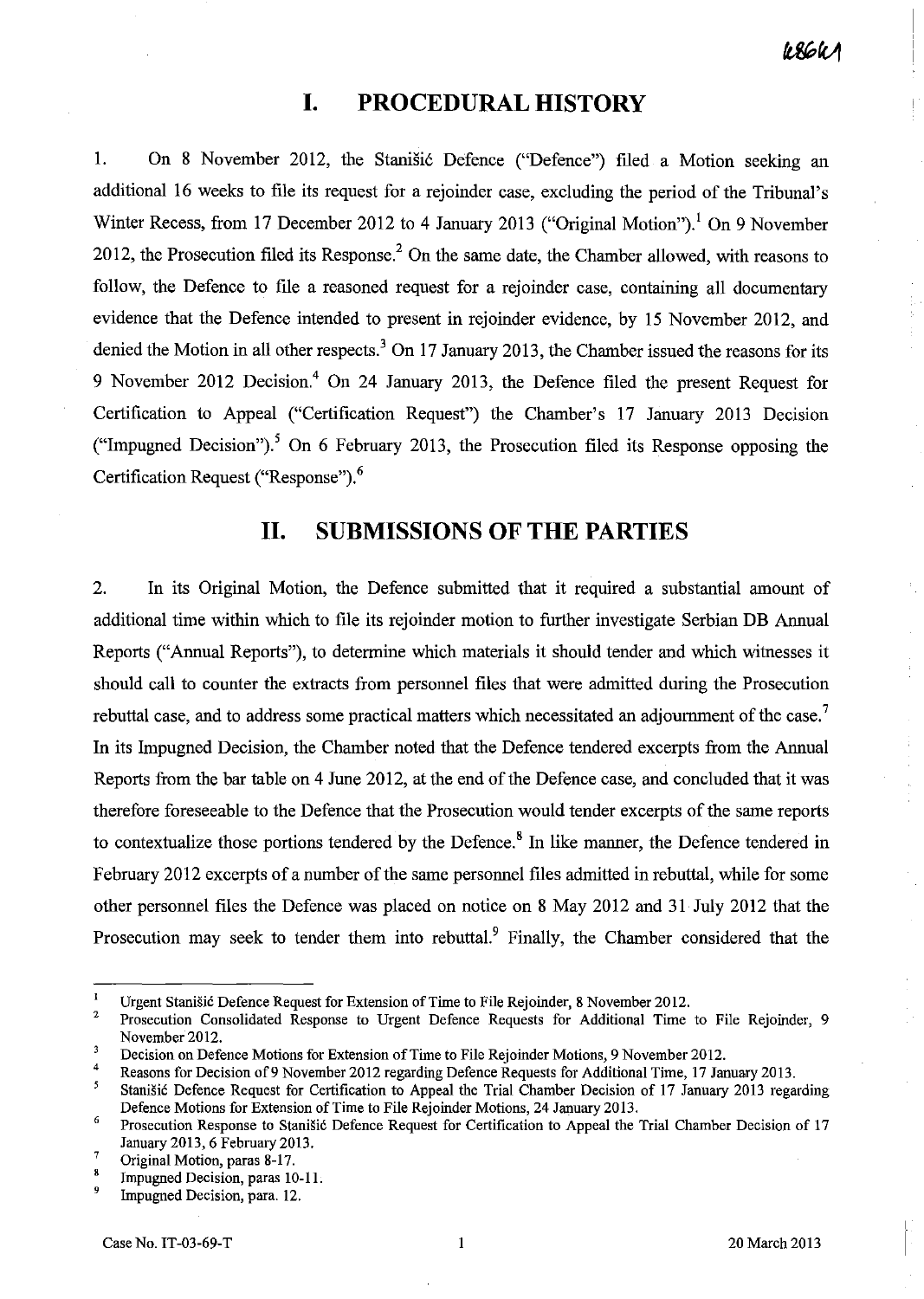# I. PROCEDURAL HISTORY

1. On 8 November 2012, the Stanišić Defence ("Defence") filed a Motion seeking an additional 16 weeks to file its request for a rejoinder case, excluding the period of the Tribunal's Winter Recess, from 17 December 2012 to 4 January 2013 ("Original Motion").[1] On 9 November 2012, the Prosecution filed its Response.[2] On the same date, the Chamber allowed, with reasons to follow, the Defence to file a reasoned request for a rejoinder case, containing all documentary evidence that the Defence intended to present in rejoinder evidence, by 15 November 2012, and denied the Motion in all other respects.[3] On 17 January 2013, the Chamber issued the reasons for its 9 November 2012 Decision.[4] On 24 January 2013, the Defence filed the present Request for Certification to Appeal ("Certification Request") the Chamber's 17 January 2013 Decision ("Impugned Decision").[5] On 6 February 2013, the Prosecution filed its Response opposing the Certification Request ("Response").[6]

# II. SUBMISSIONS OF THE PARTIES

2. In its Original Motion, the Defence submitted that it required a substantial amount of additional time within which to file its rejoinder motion to further investigate Serbian DB Annual Reports ("Annual Reports"), to determine which materials it should tender and which witnesses it should call to counter the extracts from personnel files that were admitted during the Prosecution rebuttal case, and to address some practical matters which necessitated an adjournment of the case.[7] In its Impugned Decision, the Chamber noted that the Defence tendered excerpts from the Annual Reports from the bar table on 4 June 2012, at the end of the Defence case, and concluded that it was therefore foreseeable to the Defence that the Prosecution would tender excerpts of the same reports to contextualize those portions tendered by the Defence.[8] In like manner, the Defence tendered in February 2012 excerpts of a number of the same personnel files admitted in rebuttal, while for some other personnel files the Defence was placed on notice on 8 May 2012 and 31 July 2012 that the Prosecution may seek to tender them into rebuttal.[9] Finally, the Chamber considered that the

---

[1] Urgent Stanišić Defence Request for Extension of Time to File Rejoinder, 8 November 2012.

[2] Prosecution Consolidated Response to Urgent Defence Requests for Additional Time to File Rejoinder, 9 November 2012.

[3] Decision on Defence Motions for Extension of Time to File Rejoinder Motions, 9 November 2012.

[4] Reasons for Decision of 9 November 2012 regarding Defence Requests for Additional Time, 17 January 2013.

[5] Stanišić Defence Request for Certification to Appeal the Trial Chamber Decision of 17 January 2013 regarding Defence Motions for Extension of Time to File Rejoinder Motions, 24 January 2013.

[6] Prosecution Response to Stanišić Defence Request for Certification to Appeal the Trial Chamber Decision of 17 January 2013, 6 February 2013.

[7] Original Motion, paras 8-17.

[8] Impugned Decision, paras 10-11.

[9] Impugned Decision, para. 12.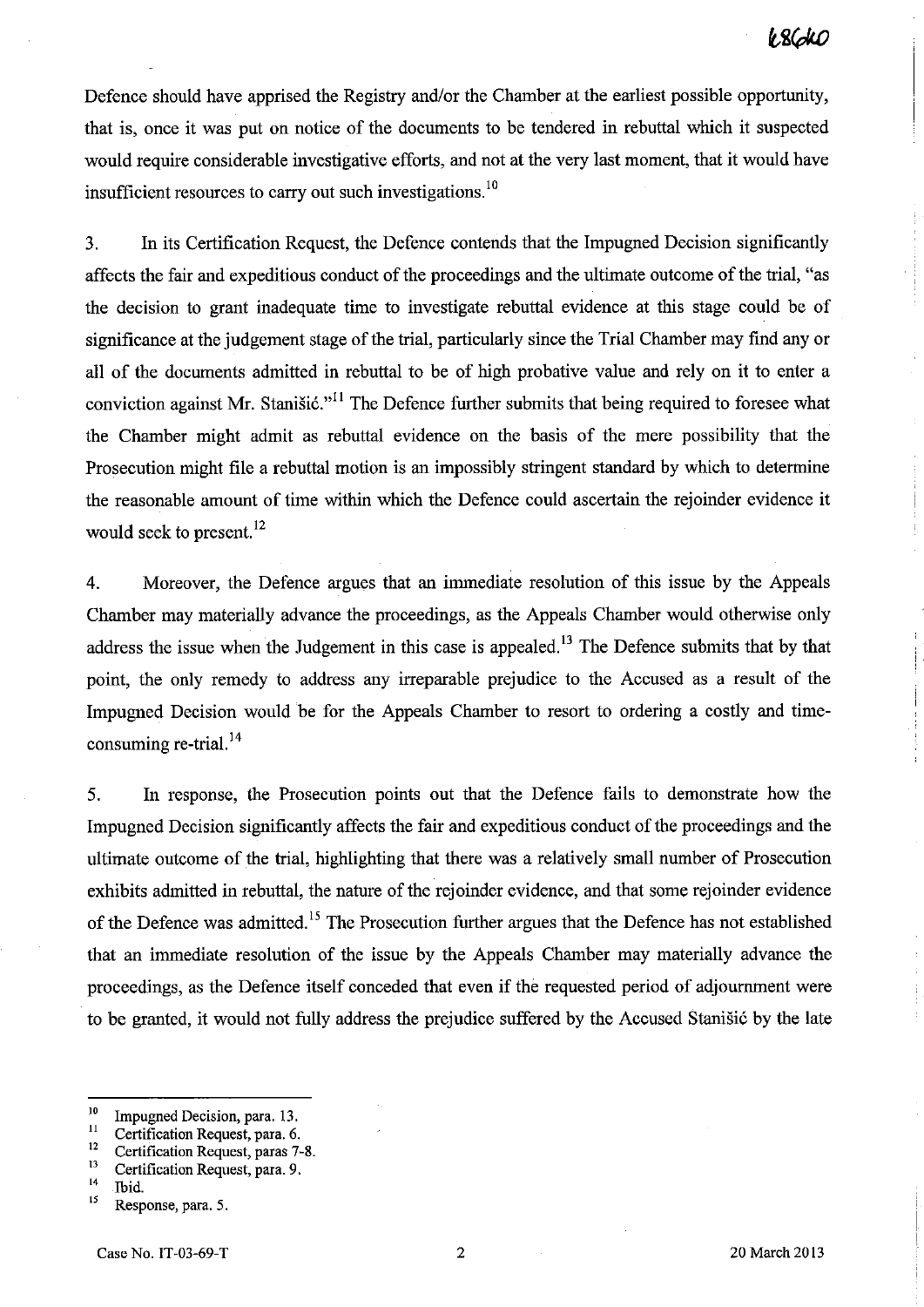Defence should have apprised the Registry and/or the Chamber at the earliest possible opportunity, that is, once it was put on notice of the documents to be tendered in rebuttal which it suspected would require considerable investigative efforts, and not at the very last moment, that it would have insufficient resources to carry out such investigations.[10]

3. In its Certification Request, the Defence contends that the Impugned Decision significantly affects the fair and expeditious conduct of the proceedings and the ultimate outcome of the trial, "as the decision to grant inadequate time to investigate rebuttal evidence at this stage could be of significance at the judgement stage of the trial, particularly since the Trial Chamber may find any or all of the documents admitted in rebuttal to be of high probative value and rely on it to enter a conviction against Mr. Stanišić."[11] The Defence further submits that being required to foresee what the Chamber might admit as rebuttal evidence on the basis of the mere possibility that the Prosecution might file a rebuttal motion is an impossibly stringent standard by which to determine the reasonable amount of time within which the Defence could ascertain the rejoinder evidence it would seek to present.[12]

4. Moreover, the Defence argues that an immediate resolution of this issue by the Appeals Chamber may materially advance the proceedings, as the Appeals Chamber would otherwise only address the issue when the Judgement in this case is appealed.[13] The Defence submits that by that point, the only remedy to address any irreparable prejudice to the Accused as a result of the Impugned Decision would be for the Appeals Chamber to resort to ordering a costly and time-consuming re-trial.[14]

5. In response, the Prosecution points out that the Defence fails to demonstrate how the Impugned Decision significantly affects the fair and expeditious conduct of the proceedings and the ultimate outcome of the trial, highlighting that there was a relatively small number of Prosecution exhibits admitted in rebuttal, the nature of the rejoinder evidence, and that some rejoinder evidence of the Defence was admitted.[15] The Prosecution further argues that the Defence has not established that an immediate resolution of the issue by the Appeals Chamber may materially advance the proceedings, as the Defence itself conceded that even if the requested period of adjournment were to be granted, it would not fully address the prejudice suffered by the Accused Stanišić by the late

---

[10] Impugned Decision, para. 13.

[11] Certification Request, para. 6.

[12] Certification Request, paras 7-8.

[13] Certification Request, para. 9.

[14] Ibid.

[15] Response, para. 5.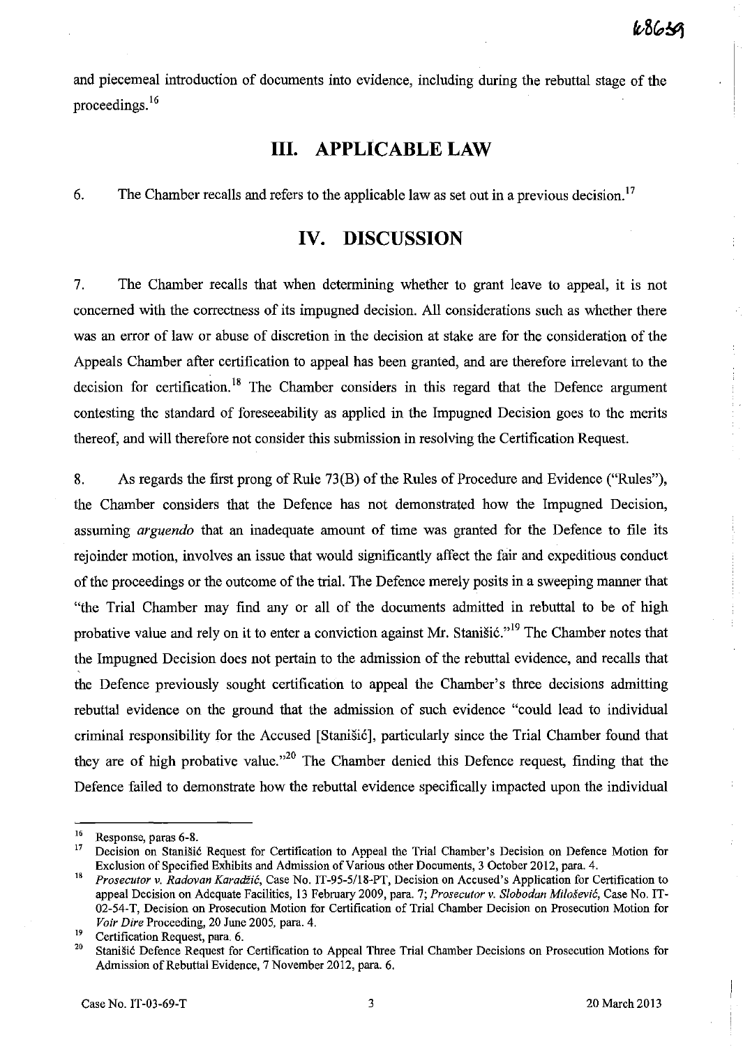and piecemeal introduction of documents into evidence, including during the rebuttal stage of the proceedings.[16]

# III. APPLICABLE LAW

6. The Chamber recalls and refers to the applicable law as set out in a previous decision.[17]

# IV. DISCUSSION

7. The Chamber recalls that when determining whether to grant leave to appeal, it is not concerned with the correctness of its impugned decision. All considerations such as whether there was an error of law or abuse of discretion in the decision at stake are for the consideration of the Appeals Chamber after certification to appeal has been granted, and are therefore irrelevant to the decision for certification.[18] The Chamber considers in this regard that the Defence argument contesting the standard of foreseeability as applied in the Impugned Decision goes to the merits thereof, and will therefore not consider this submission in resolving the Certification Request.

8. As regards the first prong of Rule 73(B) of the Rules of Procedure and Evidence ("Rules"), the Chamber considers that the Defence has not demonstrated how the Impugned Decision, assuming *arguendo* that an inadequate amount of time was granted for the Defence to file its rejoinder motion, involves an issue that would significantly affect the fair and expeditious conduct of the proceedings or the outcome of the trial. The Defence merely posits in a sweeping manner that "the Trial Chamber may find any or all of the documents admitted in rebuttal to be of high probative value and rely on it to enter a conviction against Mr. Stanišić."[19] The Chamber notes that the Impugned Decision does not pertain to the admission of the rebuttal evidence, and recalls that the Defence previously sought certification to appeal the Chamber's three decisions admitting rebuttal evidence on the ground that the admission of such evidence "could lead to individual criminal responsibility for the Accused [Stanišić], particularly since the Trial Chamber found that they are of high probative value."[20] The Chamber denied this Defence request, finding that the Defence failed to demonstrate how the rebuttal evidence specifically impacted upon the individual

---

[16] Response, paras 6-8.

[17] Decision on Stanišić Request for Certification to Appeal the Trial Chamber's Decision on Defence Motion for Exclusion of Specified Exhibits and Admission of Various other Documents, 3 October 2012, para. 4.

[18] *Prosecutor v. Radovan Karadžić*, Case No. IT-95-5/18-PT, Decision on Accused's Application for Certification to appeal Decision on Adequate Facilities, 13 February 2009, para. 7; *Prosecutor v. Slobodan Milošević*, Case No. IT-02-54-T, Decision on Prosecution Motion for Certification of Trial Chamber Decision on Prosecution Motion for *Voir Dire* Proceeding, 20 June 2005, para. 4.

[19] Certification Request, para. 6.

[20] Stanišić Defence Request for Certification to Appeal Three Trial Chamber Decisions on Prosecution Motions for Admission of Rebuttal Evidence, 7 November 2012, para. 6.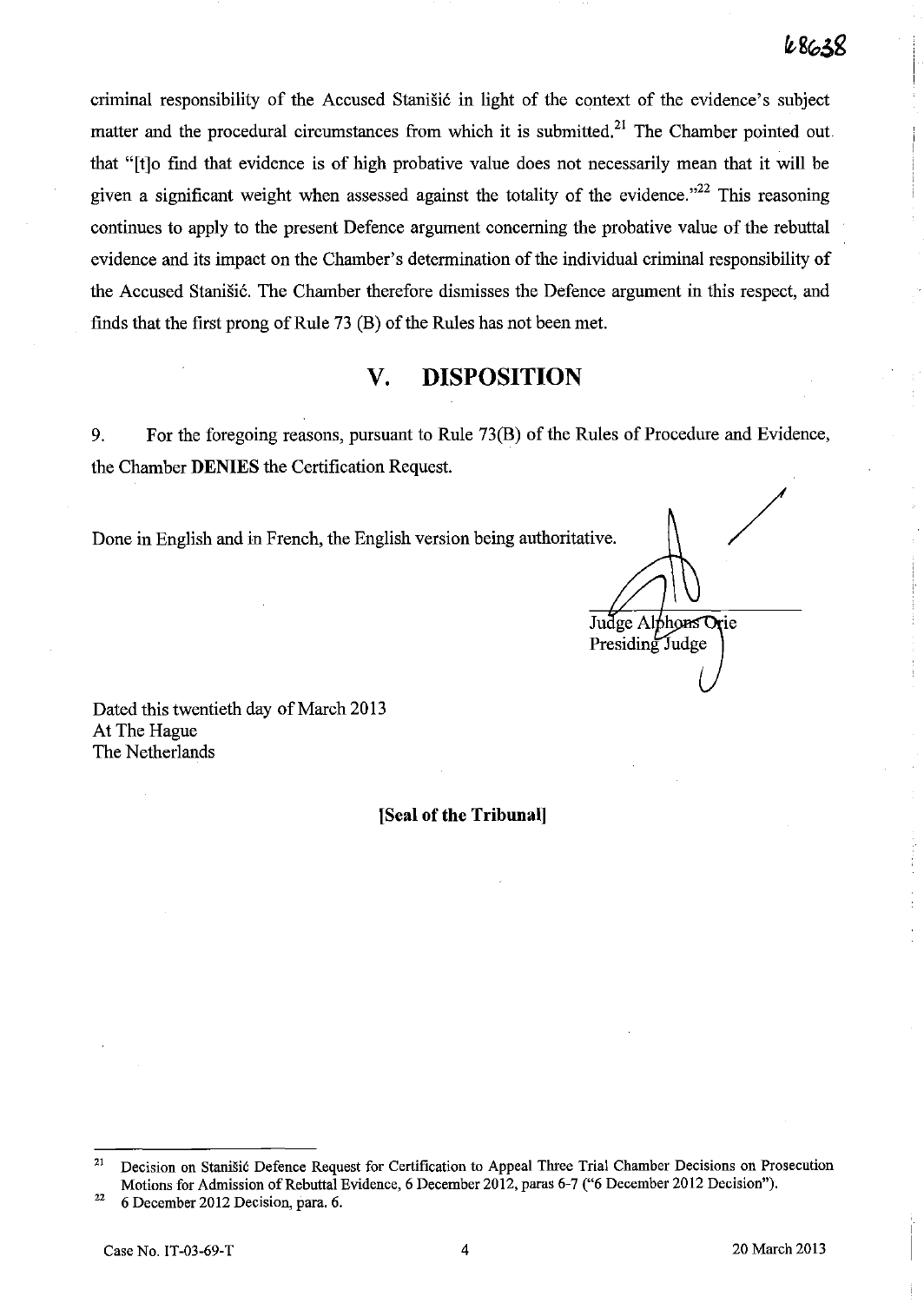criminal responsibility of the Accused Stanišić in light of the context of the evidence's subject matter and the procedural circumstances from which it is submitted.[21] The Chamber pointed out that "[t]o find that evidence is of high probative value does not necessarily mean that it will be given a significant weight when assessed against the totality of the evidence."[22] This reasoning continues to apply to the present Defence argument concerning the probative value of the rebuttal evidence and its impact on the Chamber's determination of the individual criminal responsibility of the Accused Stanišić. The Chamber therefore dismisses the Defence argument in this respect, and finds that the first prong of Rule 73 (B) of the Rules has not been met.

## V. DISPOSITION

9. For the foregoing reasons, pursuant to Rule 73(B) of the Rules of Procedure and Evidence, the Chamber **DENIES** the Certification Request.

Done in English and in French, the English version being authoritative.

Judge Alphons Orie
Presiding Judge

Dated this twentieth day of March 2013
At The Hague
The Netherlands

**[Seal of the Tribunal]**

---

[21] Decision on Stanišić Defence Request for Certification to Appeal Three Trial Chamber Decisions on Prosecution Motions for Admission of Rebuttal Evidence, 6 December 2012, paras 6-7 ("6 December 2012 Decision").

[22] 6 December 2012 Decision, para. 6.